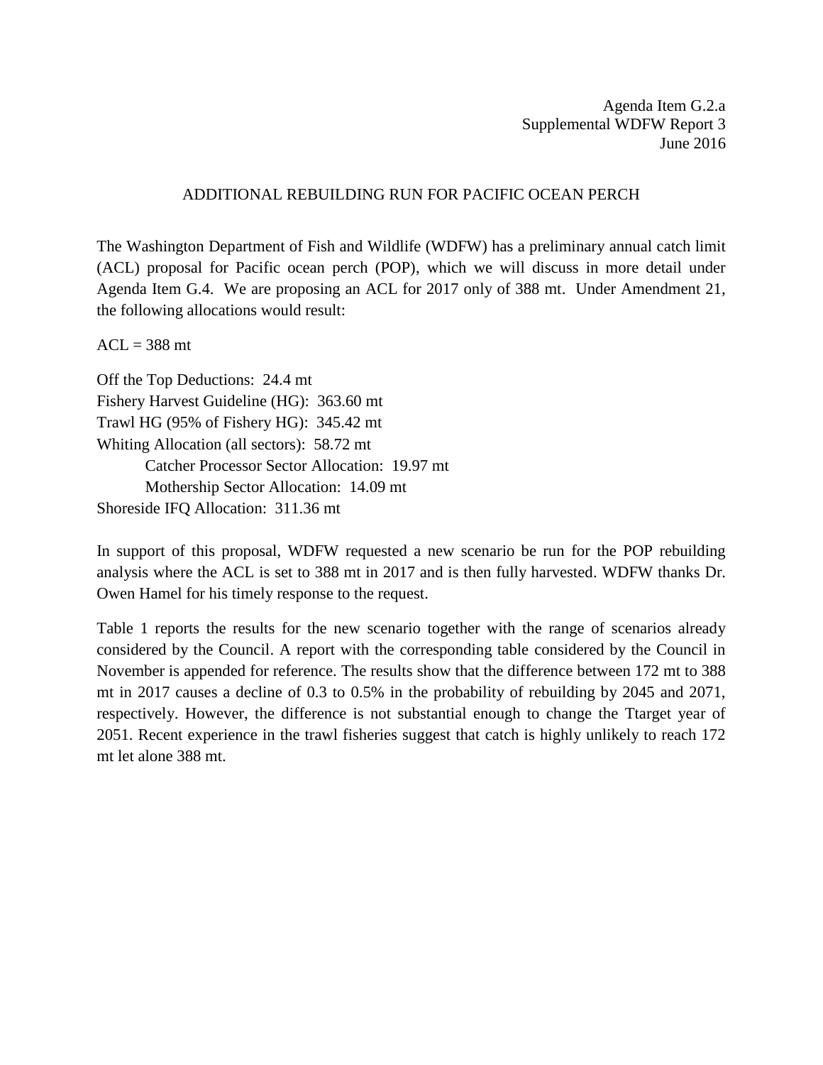Agenda Item G.2.a
Supplemental WDFW Report 3
June 2016

# ADDITIONAL REBUILDING RUN FOR PACIFIC OCEAN PERCH

The Washington Department of Fish and Wildlife (WDFW) has a preliminary annual catch limit (ACL) proposal for Pacific ocean perch (POP), which we will discuss in more detail under Agenda Item G.4. We are proposing an ACL for 2017 only of 388 mt. Under Amendment 21, the following allocations would result:

ACL = 388 mt

Off the Top Deductions: 24.4 mt
Fishery Harvest Guideline (HG): 363.60 mt
Trawl HG (95% of Fishery HG): 345.42 mt
Whiting Allocation (all sectors): 58.72 mt
- Catcher Processor Sector Allocation: 19.97 mt
- Mothership Sector Allocation: 14.09 mt

Shoreside IFQ Allocation: 311.36 mt

In support of this proposal, WDFW requested a new scenario be run for the POP rebuilding analysis where the ACL is set to 388 mt in 2017 and is then fully harvested. WDFW thanks Dr. Owen Hamel for his timely response to the request.

Table 1 reports the results for the new scenario together with the range of scenarios already considered by the Council. A report with the corresponding table considered by the Council in November is appended for reference. The results show that the difference between 172 mt to 388 mt in 2017 causes a decline of 0.3 to 0.5% in the probability of rebuilding by 2045 and 2071, respectively. However, the difference is not substantial enough to change the Ttarget year of 2051. Recent experience in the trawl fisheries suggest that catch is highly unlikely to reach 172 mt let alone 388 mt.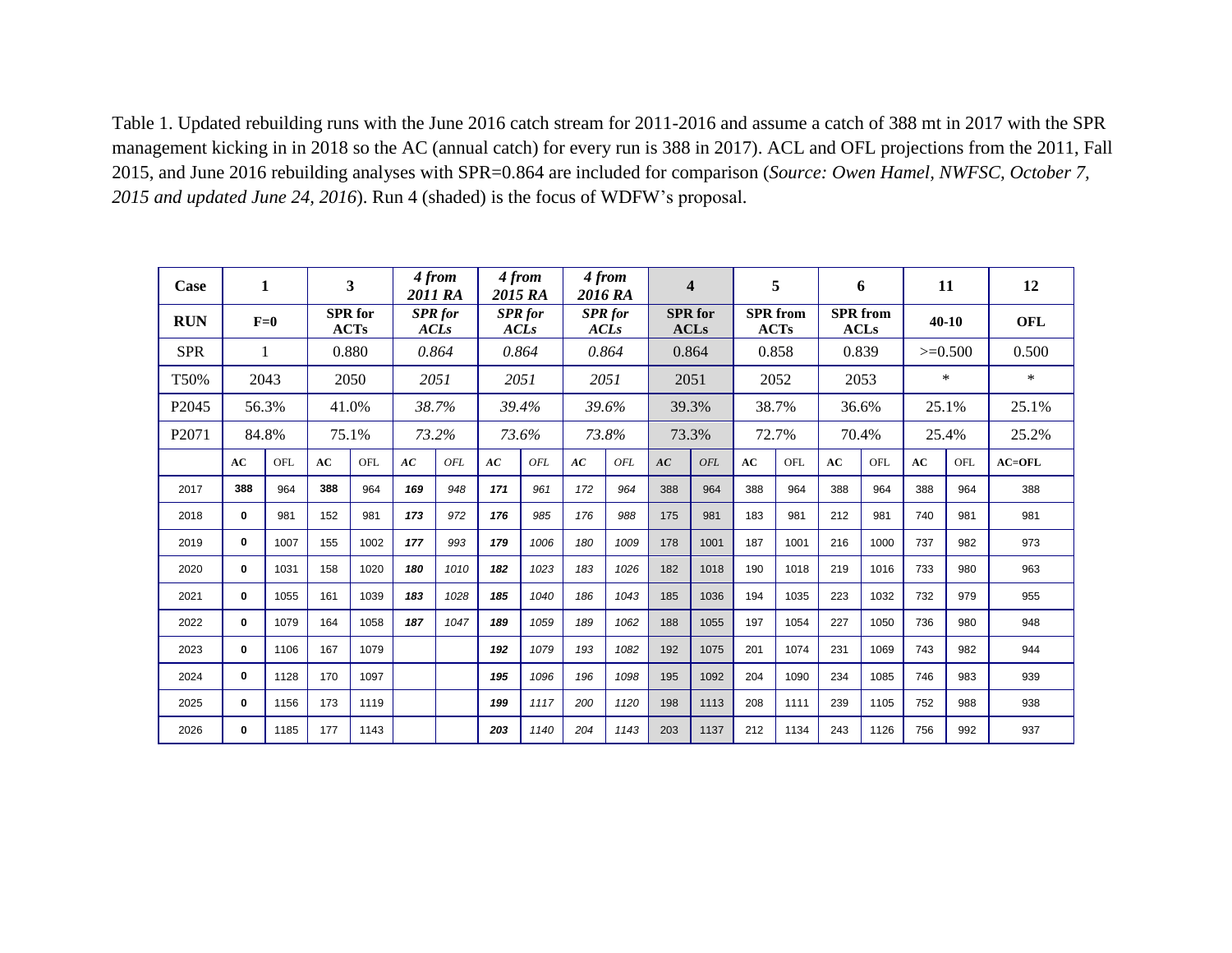Table 1. Updated rebuilding runs with the June 2016 catch stream for 2011-2016 and assume a catch of 388 mt in 2017 with the SPR management kicking in in 2018 so the AC (annual catch) for every run is 388 in 2017). ACL and OFL projections from the 2011, Fall 2015, and June 2016 rebuilding analyses with SPR=0.864 are included for comparison (*Source: Owen Hamel, NWFSC, October 7, 2015 and updated June 24, 2016*). Run 4 (shaded) is the focus of WDFW's proposal.

| Case | 1 | | 3 | | *4 from 2011 RA* | | *4 from 2015 RA* | | *4 from 2016 RA* | | 4 | | 5 | | 6 | | 11 | | 12 |
|---|---|---|---|---|---|---|---|---|---|---|---|---|---|---|---|---|---|---|---|
| **RUN** | **F=0** | | **SPR for ACTs** | | ***SPR for ACLs*** | | ***SPR for ACLs*** | | ***SPR for ACLs*** | | **SPR for ACLs** | | **SPR from ACTs** | | **SPR from ACLs** | | **40-10** | | **OFL** |
| SPR | 1 | | 0.880 | | *0.864* | | *0.864* | | *0.864* | | 0.864 | | 0.858 | | 0.839 | | >=0.500 | | 0.500 |
| T50% | 2043 | | 2050 | | *2051* | | *2051* | | *2051* | | 2051 | | 2052 | | 2053 | | * | | * |
| P2045 | 56.3% | | 41.0% | | *38.7%* | | *39.4%* | | *39.6%* | | 39.3% | | 38.7% | | 36.6% | | 25.1% | | 25.1% |
| P2071 | 84.8% | | 75.1% | | *73.2%* | | *73.6%* | | *73.8%* | | 73.3% | | 72.7% | | 70.4% | | 25.4% | | 25.2% |
| | **AC** | OFL | **AC** | OFL | ***AC*** | *OFL* | ***AC*** | *OFL* | *AC* | *OFL* | *AC* | *OFL* | **AC** | OFL | **AC** | OFL | **AC** | OFL | **AC=OFL** |
| 2017 | **388** | 964 | **388** | 964 | ***169*** | *948* | ***171*** | *961* | *172* | *964* | 388 | 964 | 388 | 964 | 388 | 964 | 388 | 964 | 388 |
| 2018 | **0** | 981 | 152 | 981 | ***173*** | *972* | ***176*** | *985* | *176* | *988* | 175 | 981 | 183 | 981 | 212 | 981 | 740 | 981 | 981 |
| 2019 | **0** | 1007 | 155 | 1002 | ***177*** | *993* | ***179*** | *1006* | *180* | *1009* | 178 | 1001 | 187 | 1001 | 216 | 1000 | 737 | 982 | 973 |
| 2020 | **0** | 1031 | 158 | 1020 | ***180*** | *1010* | ***182*** | *1023* | *183* | *1026* | 182 | 1018 | 190 | 1018 | 219 | 1016 | 733 | 980 | 963 |
| 2021 | **0** | 1055 | 161 | 1039 | ***183*** | *1028* | ***185*** | *1040* | *186* | *1043* | 185 | 1036 | 194 | 1035 | 223 | 1032 | 732 | 979 | 955 |
| 2022 | **0** | 1079 | 164 | 1058 | ***187*** | *1047* | ***189*** | *1059* | *189* | *1062* | 188 | 1055 | 197 | 1054 | 227 | 1050 | 736 | 980 | 948 |
| 2023 | **0** | 1106 | 167 | 1079 | | | ***192*** | *1079* | *193* | *1082* | 192 | 1075 | 201 | 1074 | 231 | 1069 | 743 | 982 | 944 |
| 2024 | **0** | 1128 | 170 | 1097 | | | ***195*** | *1096* | *196* | *1098* | 195 | 1092 | 204 | 1090 | 234 | 1085 | 746 | 983 | 939 |
| 2025 | **0** | 1156 | 173 | 1119 | | | ***199*** | *1117* | *200* | *1120* | 198 | 1113 | 208 | 1111 | 239 | 1105 | 752 | 988 | 938 |
| 2026 | **0** | 1185 | 177 | 1143 | | | ***203*** | *1140* | *204* | *1143* | 203 | 1137 | 212 | 1134 | 243 | 1126 | 756 | 992 | 937 |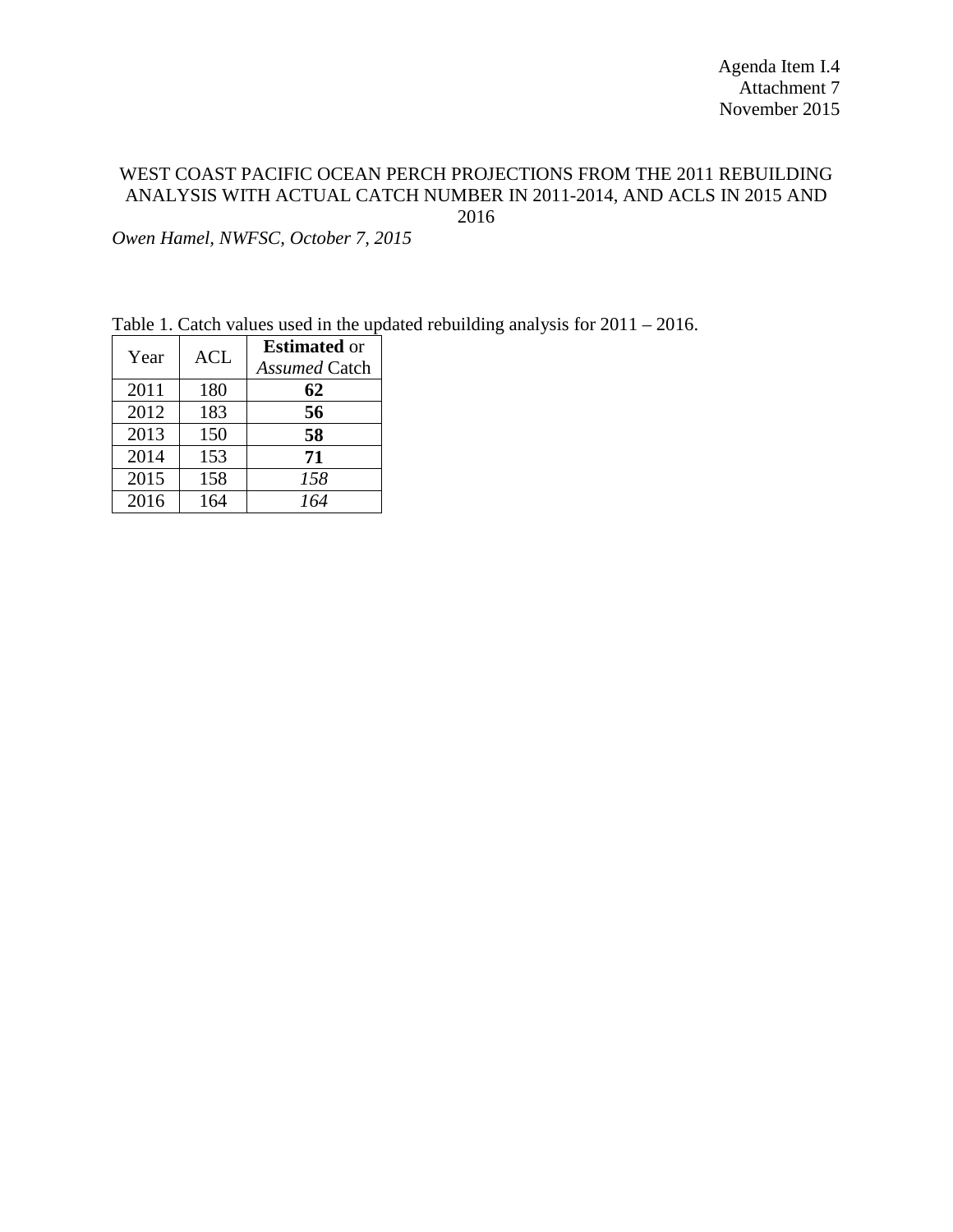Agenda Item I.4
Attachment 7
November 2015

# WEST COAST PACIFIC OCEAN PERCH PROJECTIONS FROM THE 2011 REBUILDING ANALYSIS WITH ACTUAL CATCH NUMBER IN 2011-2014, AND ACLS IN 2015 AND 2016

*Owen Hamel, NWFSC, October 7, 2015*

Table 1. Catch values used in the updated rebuilding analysis for 2011 – 2016.

| Year | ACL | **Estimated** or *Assumed* Catch |
|---|---|---|
| 2011 | 180 | **62** |
| 2012 | 183 | **56** |
| 2013 | 150 | **58** |
| 2014 | 153 | **71** |
| 2015 | 158 | *158* |
| 2016 | 164 | *164* |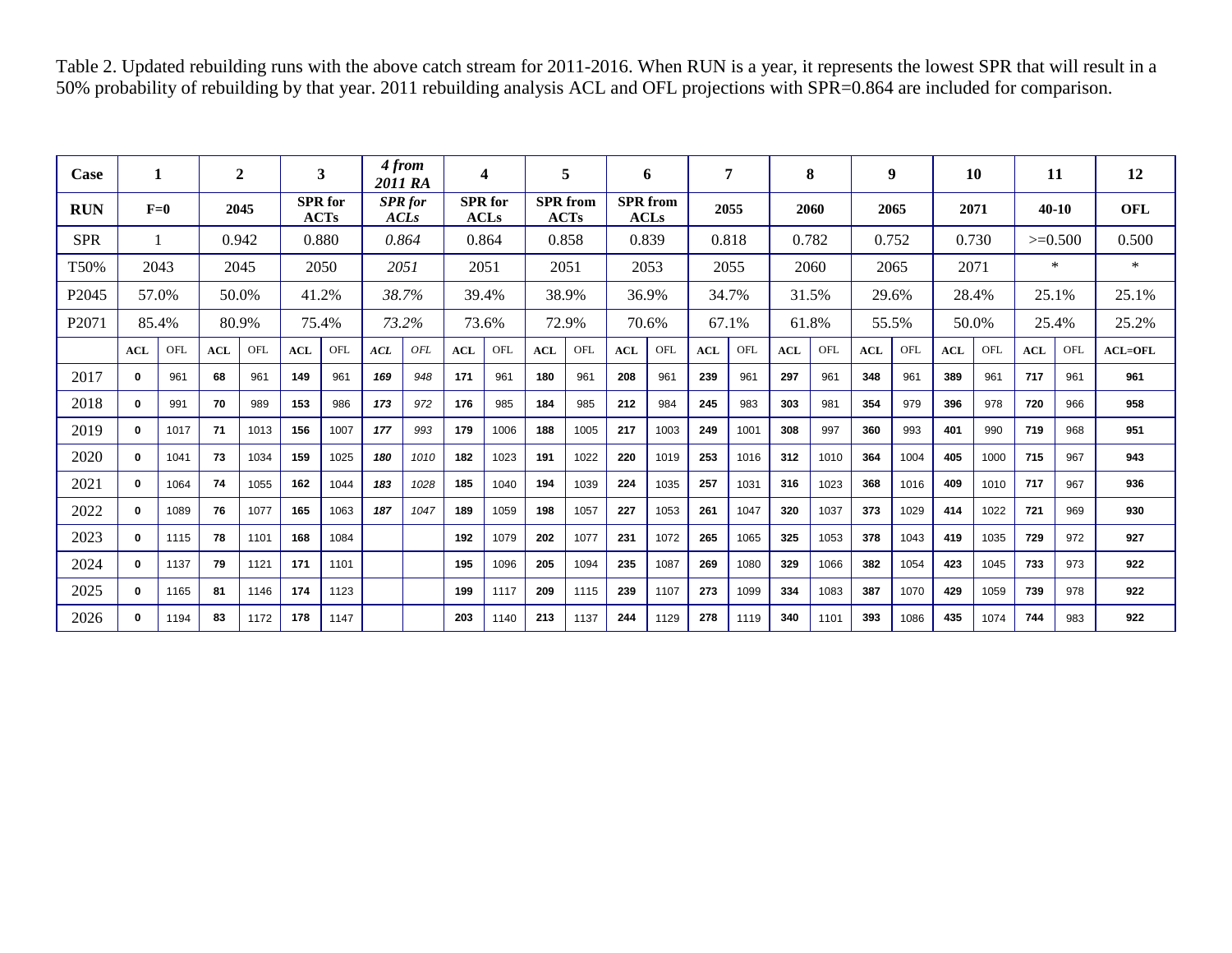Table 2. Updated rebuilding runs with the above catch stream for 2011-2016. When RUN is a year, it represents the lowest SPR that will result in a 50% probability of rebuilding by that year. 2011 rebuilding analysis ACL and OFL projections with SPR=0.864 are included for comparison.

| Case | 1 | | 2 | | 3 | | *4 from 2011 RA* | | 4 | | 5 | | 6 | | 7 | | 8 | | 9 | | 10 | | 11 | | 12 |
|---|---|---|---|---|---|---|---|---|---|---|---|---|---|---|---|---|---|---|---|---|---|---|---|---|---|
| **RUN** | **F=0** | | **2045** | | **SPR for ACTs** | | ***SPR for ACLs*** | | **SPR for ACLs** | | **SPR from ACTs** | | **SPR from ACLs** | | **2055** | | **2060** | | **2065** | | **2071** | | **40-10** | | **OFL** |
| SPR | 1 | | 0.942 | | 0.880 | | *0.864* | | 0.864 | | 0.858 | | 0.839 | | 0.818 | | 0.782 | | 0.752 | | 0.730 | | >=0.500 | | 0.500 |
| T50% | 2043 | | 2045 | | 2050 | | *2051* | | 2051 | | 2051 | | 2053 | | 2055 | | 2060 | | 2065 | | 2071 | | * | | * |
| P2045 | 57.0% | | 50.0% | | 41.2% | | *38.7%* | | 39.4% | | 38.9% | | 36.9% | | 34.7% | | 31.5% | | 29.6% | | 28.4% | | 25.1% | | 25.1% |
| P2071 | 85.4% | | 80.9% | | 75.4% | | *73.2%* | | 73.6% | | 72.9% | | 70.6% | | 67.1% | | 61.8% | | 55.5% | | 50.0% | | 25.4% | | 25.2% |
| | **ACL** | OFL | **ACL** | OFL | **ACL** | OFL | ***ACL*** | *OFL* | **ACL** | OFL | **ACL** | OFL | **ACL** | OFL | **ACL** | OFL | **ACL** | OFL | **ACL** | OFL | **ACL** | OFL | **ACL** | OFL | **ACL=OFL** |
| 2017 | **0** | 961 | **68** | 961 | **149** | 961 | ***169*** | *948* | **171** | 961 | **180** | 961 | **208** | 961 | **239** | 961 | **297** | 961 | **348** | 961 | **389** | 961 | **717** | 961 | **961** |
| 2018 | **0** | 991 | **70** | 989 | **153** | 986 | ***173*** | *972* | **176** | 985 | **184** | 985 | **212** | 984 | **245** | 983 | **303** | 981 | **354** | 979 | **396** | 978 | **720** | 966 | **958** |
| 2019 | **0** | 1017 | **71** | 1013 | **156** | 1007 | ***177*** | *993* | **179** | 1006 | **188** | 1005 | **217** | 1003 | **249** | 1001 | **308** | 997 | **360** | 993 | **401** | 990 | **719** | 968 | **951** |
| 2020 | **0** | 1041 | **73** | 1034 | **159** | 1025 | ***180*** | *1010* | **182** | 1023 | **191** | 1022 | **220** | 1019 | **253** | 1016 | **312** | 1010 | **364** | 1004 | **405** | 1000 | **715** | 967 | **943** |
| 2021 | **0** | 1064 | **74** | 1055 | **162** | 1044 | ***183*** | *1028* | **185** | 1040 | **194** | 1039 | **224** | 1035 | **257** | 1031 | **316** | 1023 | **368** | 1016 | **409** | 1010 | **717** | 967 | **936** |
| 2022 | **0** | 1089 | **76** | 1077 | **165** | 1063 | ***187*** | *1047* | **189** | 1059 | **198** | 1057 | **227** | 1053 | **261** | 1047 | **320** | 1037 | **373** | 1029 | **414** | 1022 | **721** | 969 | **930** |
| 2023 | **0** | 1115 | **78** | 1101 | **168** | 1084 | | | **192** | 1079 | **202** | 1077 | **231** | 1072 | **265** | 1065 | **325** | 1053 | **378** | 1043 | **419** | 1035 | **729** | 972 | **927** |
| 2024 | **0** | 1137 | **79** | 1121 | **171** | 1101 | | | **195** | 1096 | **205** | 1094 | **235** | 1087 | **269** | 1080 | **329** | 1066 | **382** | 1054 | **423** | 1045 | **733** | 973 | **922** |
| 2025 | **0** | 1165 | **81** | 1146 | **174** | 1123 | | | **199** | 1117 | **209** | 1115 | **239** | 1107 | **273** | 1099 | **334** | 1083 | **387** | 1070 | **429** | 1059 | **739** | 978 | **922** |
| 2026 | **0** | 1194 | **83** | 1172 | **178** | 1147 | | | **203** | 1140 | **213** | 1137 | **244** | 1129 | **278** | 1119 | **340** | 1101 | **393** | 1086 | **435** | 1074 | **744** | 983 | **922** |